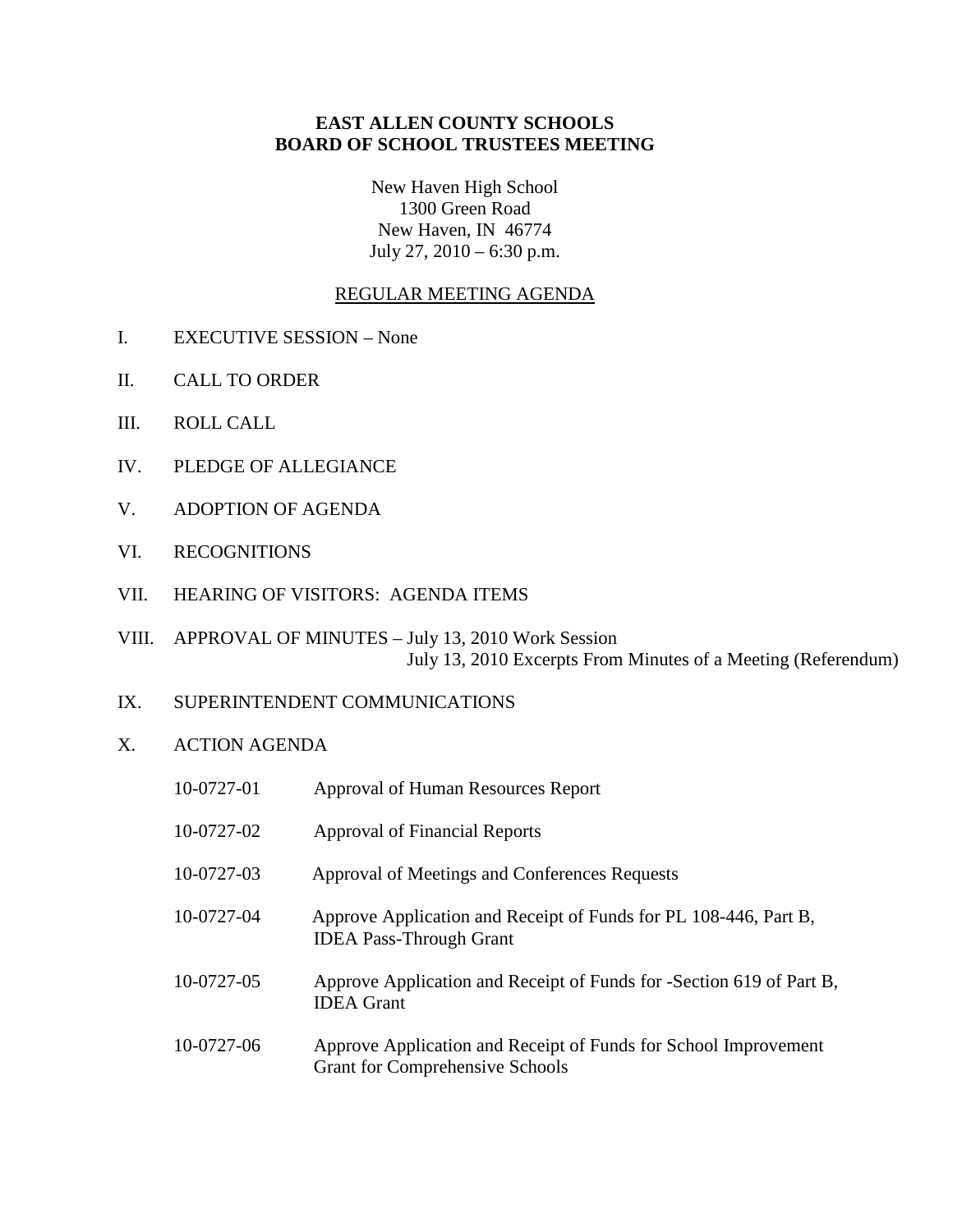**EAST ALLEN COUNTY SCHOOLS**
**BOARD OF SCHOOL TRUSTEES MEETING**

New Haven High School
1300 Green Road
New Haven, IN 46774
July 27, 2010 – 6:30 p.m.

REGULAR MEETING AGENDA

I. EXECUTIVE SESSION – None

II. CALL TO ORDER

III. ROLL CALL

IV. PLEDGE OF ALLEGIANCE

V. ADOPTION OF AGENDA

VI. RECOGNITIONS

VII. HEARING OF VISITORS: AGENDA ITEMS

VIII. APPROVAL OF MINUTES – July 13, 2010 Work Session
July 13, 2010 Excerpts From Minutes of a Meeting (Referendum)

IX. SUPERINTENDENT COMMUNICATIONS

X. ACTION AGENDA

10-0727-01 Approval of Human Resources Report

10-0727-02 Approval of Financial Reports

10-0727-03 Approval of Meetings and Conferences Requests

10-0727-04 Approve Application and Receipt of Funds for PL 108-446, Part B, IDEA Pass-Through Grant

10-0727-05 Approve Application and Receipt of Funds for -Section 619 of Part B, IDEA Grant

10-0727-06 Approve Application and Receipt of Funds for School Improvement Grant for Comprehensive Schools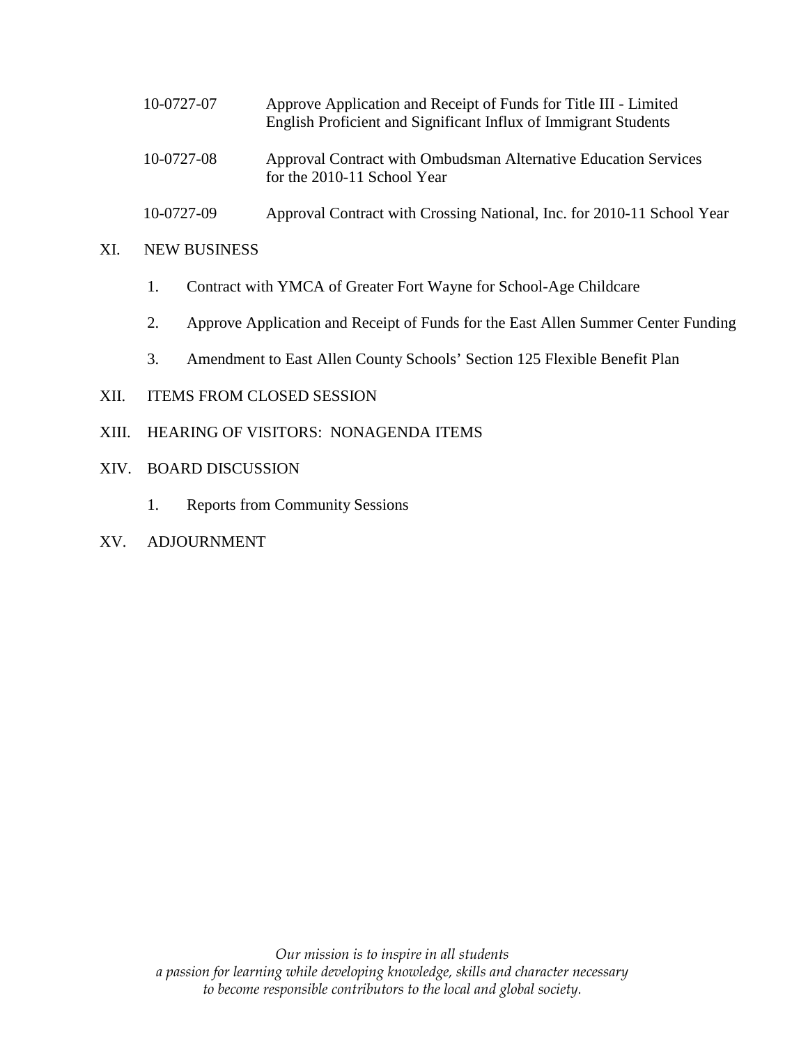10-0727-07 Approve Application and Receipt of Funds for Title III - Limited English Proficient and Significant Influx of Immigrant Students

10-0727-08 Approval Contract with Ombudsman Alternative Education Services for the 2010-11 School Year

10-0727-09 Approval Contract with Crossing National, Inc. for 2010-11 School Year

XI. NEW BUSINESS

1. Contract with YMCA of Greater Fort Wayne for School-Age Childcare
2. Approve Application and Receipt of Funds for the East Allen Summer Center Funding
3. Amendment to East Allen County Schools' Section 125 Flexible Benefit Plan

XII. ITEMS FROM CLOSED SESSION

XIII. HEARING OF VISITORS: NONAGENDA ITEMS

XIV. BOARD DISCUSSION

1. Reports from Community Sessions

XV. ADJOURNMENT

*Our mission is to inspire in all students a passion for learning while developing knowledge, skills and character necessary to become responsible contributors to the local and global society.*